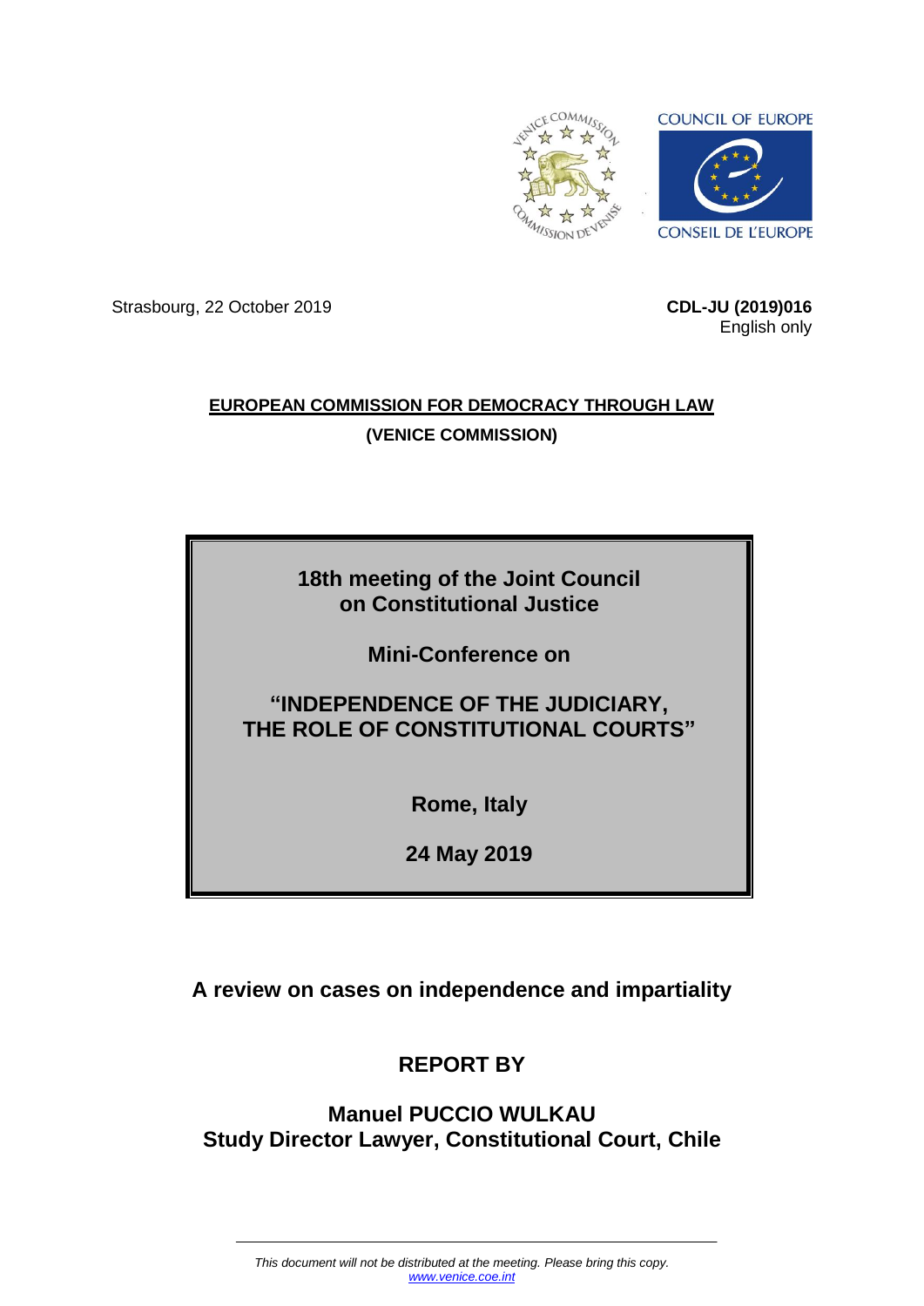Strasbourg, 22 October 2019

**CDL-JU (2019)016**
English only

**EUROPEAN COMMISSION FOR DEMOCRACY THROUGH LAW**

**(VENICE COMMISSION)**

**18th meeting of the Joint Council on Constitutional Justice**

**Mini-Conference on**

**"INDEPENDENCE OF THE JUDICIARY, THE ROLE OF CONSTITUTIONAL COURTS"**

**Rome, Italy**

**24 May 2019**

# A review on cases on independence and impartiality

## REPORT BY

## Manuel PUCCIO WULKAU
## Study Director Lawyer, Constitutional Court, Chile

*This document will not be distributed at the meeting. Please bring this copy.*
*www.venice.coe.int*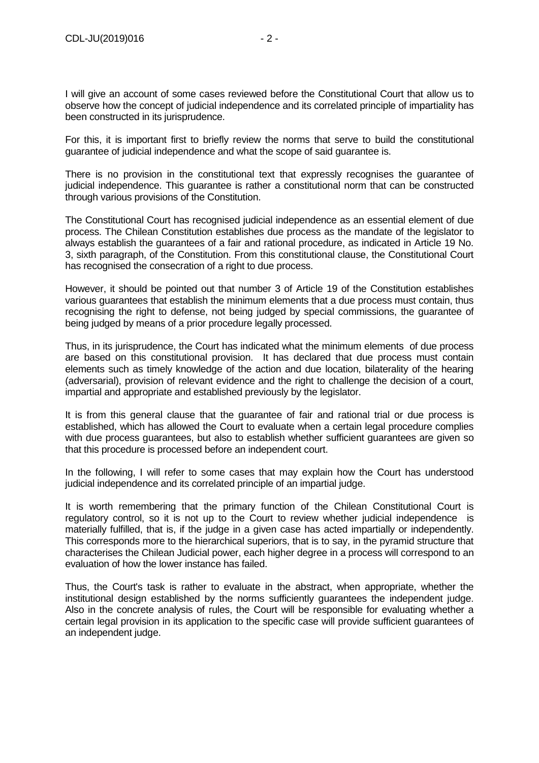I will give an account of some cases reviewed before the Constitutional Court that allow us to observe how the concept of judicial independence and its correlated principle of impartiality has been constructed in its jurisprudence.

For this, it is important first to briefly review the norms that serve to build the constitutional guarantee of judicial independence and what the scope of said guarantee is.

There is no provision in the constitutional text that expressly recognises the guarantee of judicial independence. This guarantee is rather a constitutional norm that can be constructed through various provisions of the Constitution.

The Constitutional Court has recognised judicial independence as an essential element of due process. The Chilean Constitution establishes due process as the mandate of the legislator to always establish the guarantees of a fair and rational procedure, as indicated in Article 19 No. 3, sixth paragraph, of the Constitution. From this constitutional clause, the Constitutional Court has recognised the consecration of a right to due process.

However, it should be pointed out that number 3 of Article 19 of the Constitution establishes various guarantees that establish the minimum elements that a due process must contain, thus recognising the right to defense, not being judged by special commissions, the guarantee of being judged by means of a prior procedure legally processed.

Thus, in its jurisprudence, the Court has indicated what the minimum elements of due process are based on this constitutional provision. It has declared that due process must contain elements such as timely knowledge of the action and due location, bilaterality of the hearing (adversarial), provision of relevant evidence and the right to challenge the decision of a court, impartial and appropriate and established previously by the legislator.

It is from this general clause that the guarantee of fair and rational trial or due process is established, which has allowed the Court to evaluate when a certain legal procedure complies with due process guarantees, but also to establish whether sufficient guarantees are given so that this procedure is processed before an independent court.

In the following, I will refer to some cases that may explain how the Court has understood judicial independence and its correlated principle of an impartial judge.

It is worth remembering that the primary function of the Chilean Constitutional Court is regulatory control, so it is not up to the Court to review whether judicial independence is materially fulfilled, that is, if the judge in a given case has acted impartially or independently. This corresponds more to the hierarchical superiors, that is to say, in the pyramid structure that characterises the Chilean Judicial power, each higher degree in a process will correspond to an evaluation of how the lower instance has failed.

Thus, the Court's task is rather to evaluate in the abstract, when appropriate, whether the institutional design established by the norms sufficiently guarantees the independent judge. Also in the concrete analysis of rules, the Court will be responsible for evaluating whether a certain legal provision in its application to the specific case will provide sufficient guarantees of an independent judge.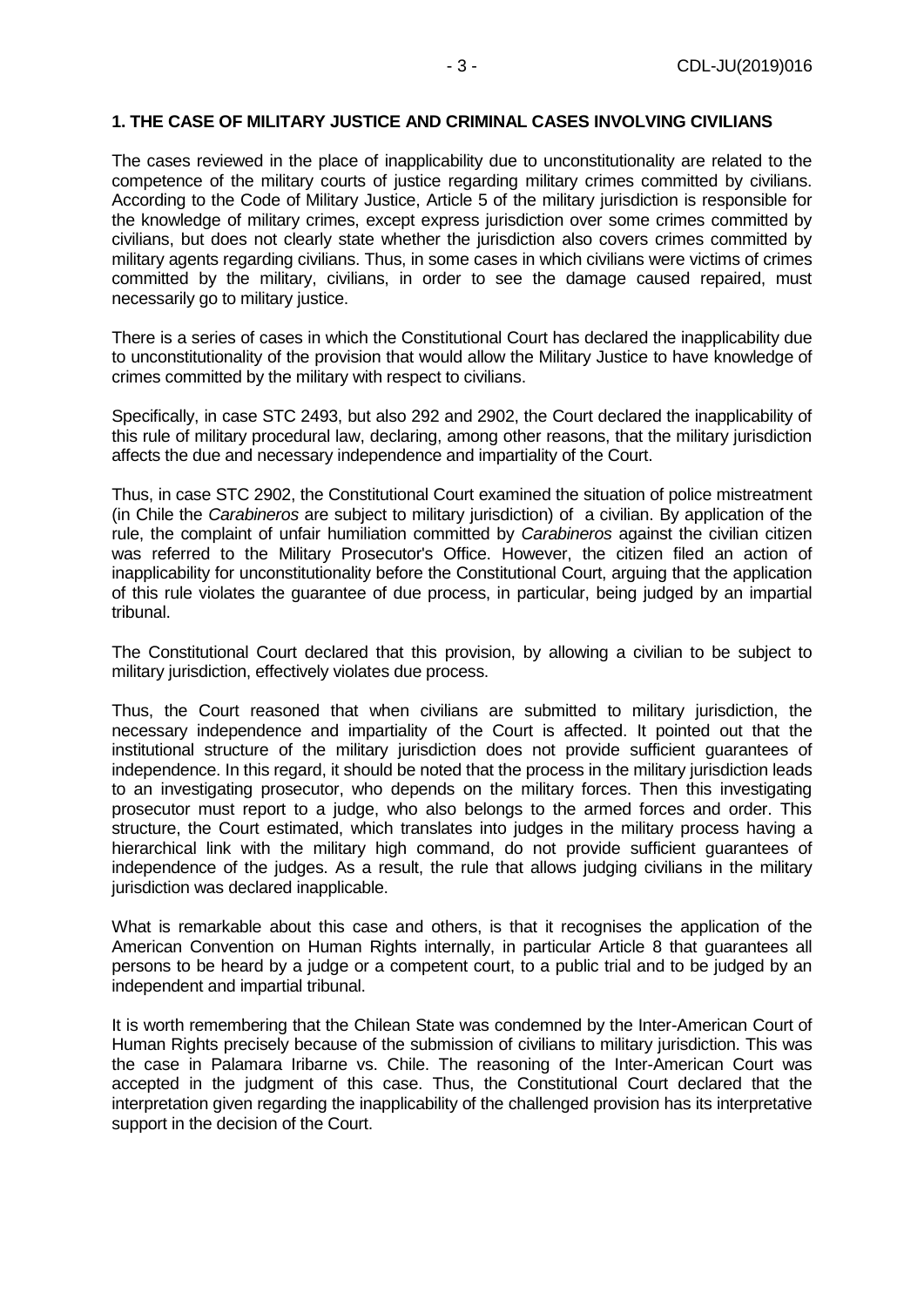**1. THE CASE OF MILITARY JUSTICE AND CRIMINAL CASES INVOLVING CIVILIANS**

The cases reviewed in the place of inapplicability due to unconstitutionality are related to the competence of the military courts of justice regarding military crimes committed by civilians. According to the Code of Military Justice, Article 5 of the military jurisdiction is responsible for the knowledge of military crimes, except express jurisdiction over some crimes committed by civilians, but does not clearly state whether the jurisdiction also covers crimes committed by military agents regarding civilians. Thus, in some cases in which civilians were victims of crimes committed by the military, civilians, in order to see the damage caused repaired, must necessarily go to military justice.

There is a series of cases in which the Constitutional Court has declared the inapplicability due to unconstitutionality of the provision that would allow the Military Justice to have knowledge of crimes committed by the military with respect to civilians.

Specifically, in case STC 2493, but also 292 and 2902, the Court declared the inapplicability of this rule of military procedural law, declaring, among other reasons, that the military jurisdiction affects the due and necessary independence and impartiality of the Court.

Thus, in case STC 2902, the Constitutional Court examined the situation of police mistreatment (in Chile the *Carabineros* are subject to military jurisdiction) of a civilian. By application of the rule, the complaint of unfair humiliation committed by *Carabineros* against the civilian citizen was referred to the Military Prosecutor's Office. However, the citizen filed an action of inapplicability for unconstitutionality before the Constitutional Court, arguing that the application of this rule violates the guarantee of due process, in particular, being judged by an impartial tribunal.

The Constitutional Court declared that this provision, by allowing a civilian to be subject to military jurisdiction, effectively violates due process.

Thus, the Court reasoned that when civilians are submitted to military jurisdiction, the necessary independence and impartiality of the Court is affected. It pointed out that the institutional structure of the military jurisdiction does not provide sufficient guarantees of independence. In this regard, it should be noted that the process in the military jurisdiction leads to an investigating prosecutor, who depends on the military forces. Then this investigating prosecutor must report to a judge, who also belongs to the armed forces and order. This structure, the Court estimated, which translates into judges in the military process having a hierarchical link with the military high command, do not provide sufficient guarantees of independence of the judges. As a result, the rule that allows judging civilians in the military jurisdiction was declared inapplicable.

What is remarkable about this case and others, is that it recognises the application of the American Convention on Human Rights internally, in particular Article 8 that guarantees all persons to be heard by a judge or a competent court, to a public trial and to be judged by an independent and impartial tribunal.

It is worth remembering that the Chilean State was condemned by the Inter-American Court of Human Rights precisely because of the submission of civilians to military jurisdiction. This was the case in Palamara Iribarne vs. Chile. The reasoning of the Inter-American Court was accepted in the judgment of this case. Thus, the Constitutional Court declared that the interpretation given regarding the inapplicability of the challenged provision has its interpretative support in the decision of the Court.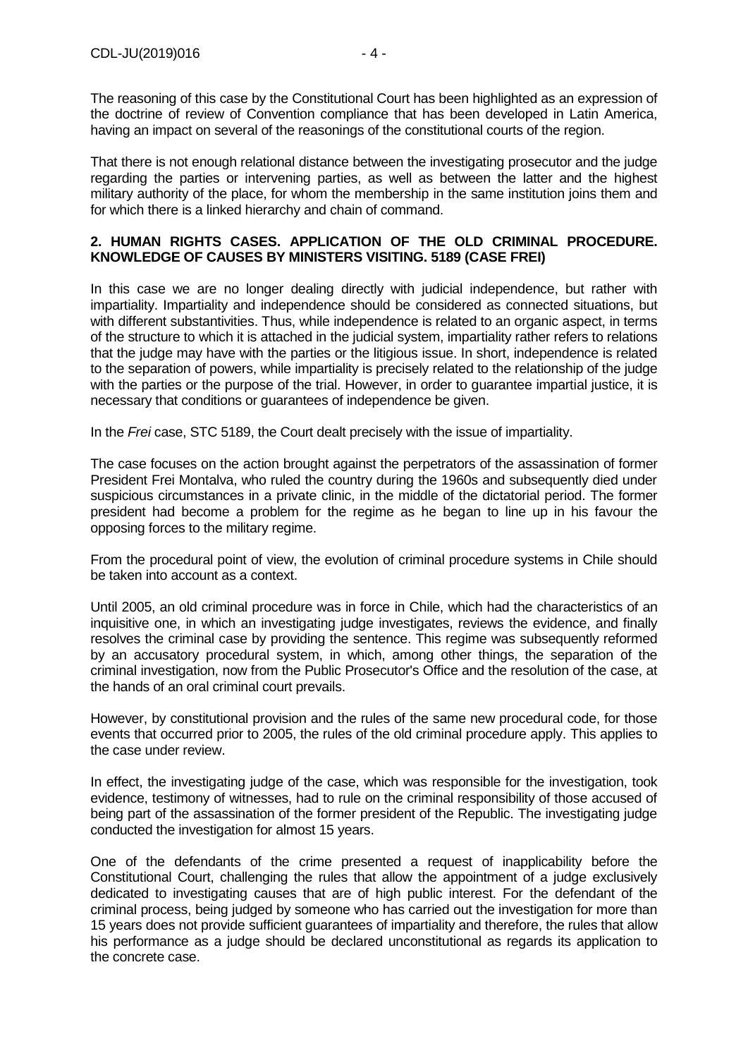The reasoning of this case by the Constitutional Court has been highlighted as an expression of the doctrine of review of Convention compliance that has been developed in Latin America, having an impact on several of the reasonings of the constitutional courts of the region.

That there is not enough relational distance between the investigating prosecutor and the judge regarding the parties or intervening parties, as well as between the latter and the highest military authority of the place, for whom the membership in the same institution joins them and for which there is a linked hierarchy and chain of command.

## 2. HUMAN RIGHTS CASES. APPLICATION OF THE OLD CRIMINAL PROCEDURE. KNOWLEDGE OF CAUSES BY MINISTERS VISITING. 5189 (CASE FREI)

In this case we are no longer dealing directly with judicial independence, but rather with impartiality. Impartiality and independence should be considered as connected situations, but with different substantivities. Thus, while independence is related to an organic aspect, in terms of the structure to which it is attached in the judicial system, impartiality rather refers to relations that the judge may have with the parties or the litigious issue. In short, independence is related to the separation of powers, while impartiality is precisely related to the relationship of the judge with the parties or the purpose of the trial. However, in order to guarantee impartial justice, it is necessary that conditions or guarantees of independence be given.

In the *Frei* case, STC 5189, the Court dealt precisely with the issue of impartiality.

The case focuses on the action brought against the perpetrators of the assassination of former President Frei Montalva, who ruled the country during the 1960s and subsequently died under suspicious circumstances in a private clinic, in the middle of the dictatorial period. The former president had become a problem for the regime as he began to line up in his favour the opposing forces to the military regime.

From the procedural point of view, the evolution of criminal procedure systems in Chile should be taken into account as a context.

Until 2005, an old criminal procedure was in force in Chile, which had the characteristics of an inquisitive one, in which an investigating judge investigates, reviews the evidence, and finally resolves the criminal case by providing the sentence. This regime was subsequently reformed by an accusatory procedural system, in which, among other things, the separation of the criminal investigation, now from the Public Prosecutor's Office and the resolution of the case, at the hands of an oral criminal court prevails.

However, by constitutional provision and the rules of the same new procedural code, for those events that occurred prior to 2005, the rules of the old criminal procedure apply. This applies to the case under review.

In effect, the investigating judge of the case, which was responsible for the investigation, took evidence, testimony of witnesses, had to rule on the criminal responsibility of those accused of being part of the assassination of the former president of the Republic. The investigating judge conducted the investigation for almost 15 years.

One of the defendants of the crime presented a request of inapplicability before the Constitutional Court, challenging the rules that allow the appointment of a judge exclusively dedicated to investigating causes that are of high public interest. For the defendant of the criminal process, being judged by someone who has carried out the investigation for more than 15 years does not provide sufficient guarantees of impartiality and therefore, the rules that allow his performance as a judge should be declared unconstitutional as regards its application to the concrete case.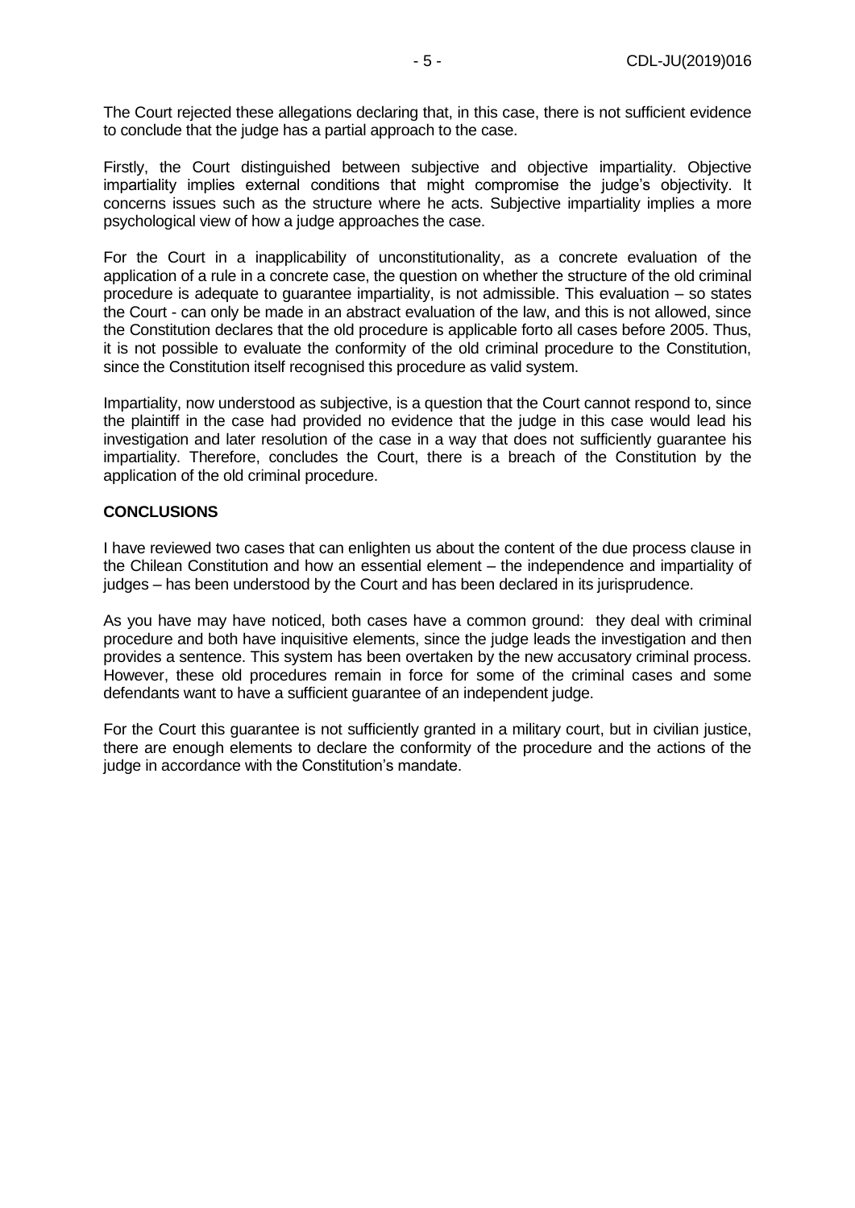The Court rejected these allegations declaring that, in this case, there is not sufficient evidence to conclude that the judge has a partial approach to the case.

Firstly, the Court distinguished between subjective and objective impartiality. Objective impartiality implies external conditions that might compromise the judge's objectivity. It concerns issues such as the structure where he acts. Subjective impartiality implies a more psychological view of how a judge approaches the case.

For the Court in a inapplicability of unconstitutionality, as a concrete evaluation of the application of a rule in a concrete case, the question on whether the structure of the old criminal procedure is adequate to guarantee impartiality, is not admissible. This evaluation – so states the Court - can only be made in an abstract evaluation of the law, and this is not allowed, since the Constitution declares that the old procedure is applicable forto all cases before 2005. Thus, it is not possible to evaluate the conformity of the old criminal procedure to the Constitution, since the Constitution itself recognised this procedure as valid system.

Impartiality, now understood as subjective, is a question that the Court cannot respond to, since the plaintiff in the case had provided no evidence that the judge in this case would lead his investigation and later resolution of the case in a way that does not sufficiently guarantee his impartiality. Therefore, concludes the Court, there is a breach of the Constitution by the application of the old criminal procedure.

## CONCLUSIONS

I have reviewed two cases that can enlighten us about the content of the due process clause in the Chilean Constitution and how an essential element – the independence and impartiality of judges – has been understood by the Court and has been declared in its jurisprudence.

As you have may have noticed, both cases have a common ground: they deal with criminal procedure and both have inquisitive elements, since the judge leads the investigation and then provides a sentence. This system has been overtaken by the new accusatory criminal process. However, these old procedures remain in force for some of the criminal cases and some defendants want to have a sufficient guarantee of an independent judge.

For the Court this guarantee is not sufficiently granted in a military court, but in civilian justice, there are enough elements to declare the conformity of the procedure and the actions of the judge in accordance with the Constitution's mandate.